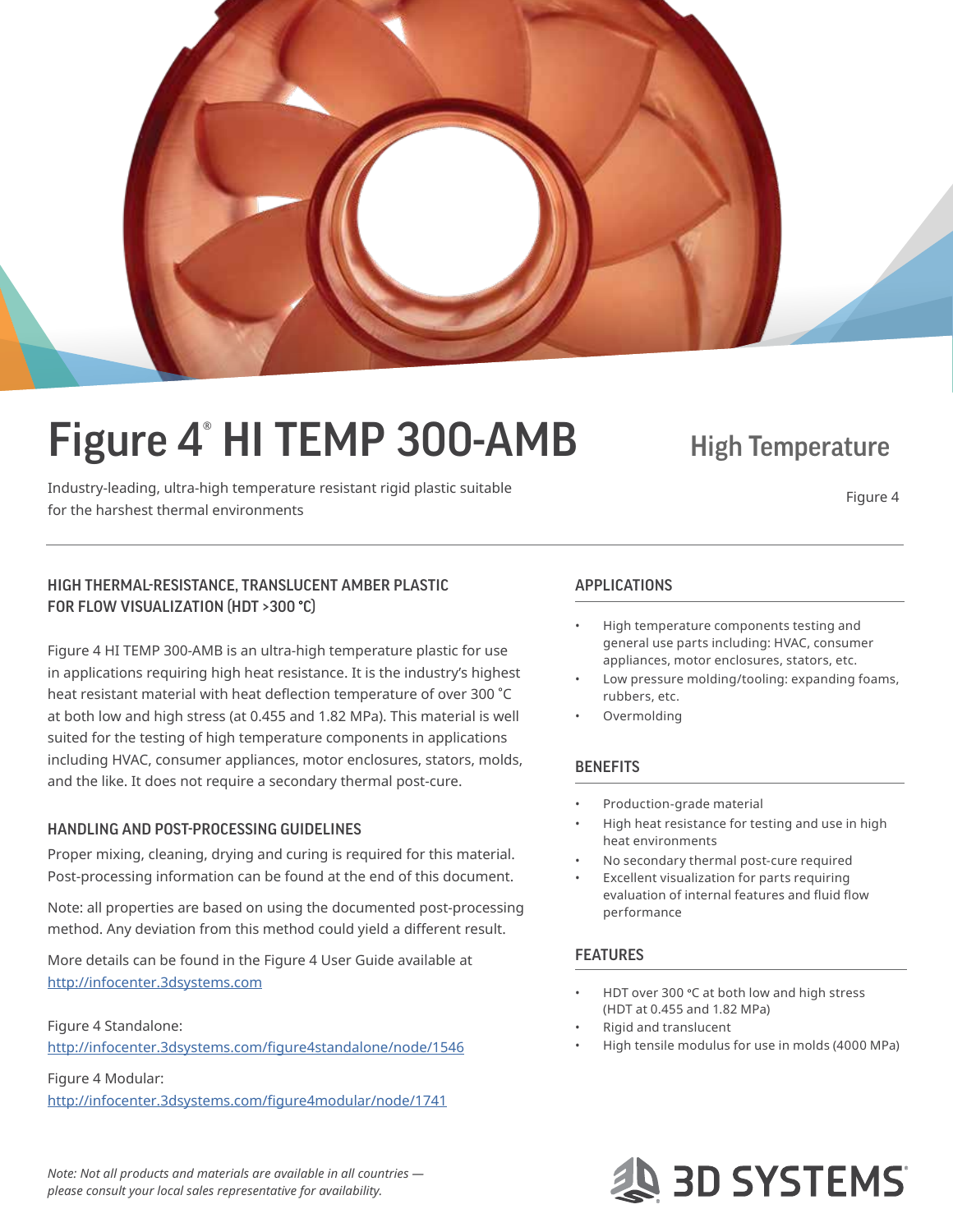# Figure 4® HI TEMP 300-AMB

## High Temperature

Industry-leading, ultra-high temperature resistant rigid plastic suitable for the harshest thermal environments

Figure 4

### HIGH THERMAL-RESISTANCE, TRANSLUCENT AMBER PLASTIC FOR FLOW VISUALIZATION (HDT >300 °C)

Figure 4 HI TEMP 300-AMB is an ultra-high temperature plastic for use in applications requiring high heat resistance. It is the industry's highest heat resistant material with heat deflection temperature of over 300 ˚C at both low and high stress (at 0.455 and 1.82 MPa). This material is well suited for the testing of high temperature components in applications including HVAC, consumer appliances, motor enclosures, stators, molds, and the like. It does not require a secondary thermal post-cure.

### HANDLING AND POST-PROCESSING GUIDELINES

Proper mixing, cleaning, drying and curing is required for this material. Post-processing information can be found at the end of this document.

Note: all properties are based on using the documented post-processing method. Any deviation from this method could yield a different result.

More details can be found in the Figure 4 User Guide available at http://infocenter.3dsystems.com

Figure 4 Standalone:
http://infocenter.3dsystems.com/figure4standalone/node/1546

Figure 4 Modular:
http://infocenter.3dsystems.com/figure4modular/node/1741

### APPLICATIONS

- High temperature components testing and general use parts including: HVAC, consumer appliances, motor enclosures, stators, etc.
- Low pressure molding/tooling: expanding foams, rubbers, etc.
- Overmolding

### BENEFITS

- Production-grade material
- High heat resistance for testing and use in high heat environments
- No secondary thermal post-cure required
- Excellent visualization for parts requiring evaluation of internal features and fluid flow performance

### FEATURES

- HDT over 300 °C at both low and high stress (HDT at 0.455 and 1.82 MPa)
- Rigid and translucent
- High tensile modulus for use in molds (4000 MPa)

*Note: Not all products and materials are available in all countries — please consult your local sales representative for availability.*

3D SYSTEMS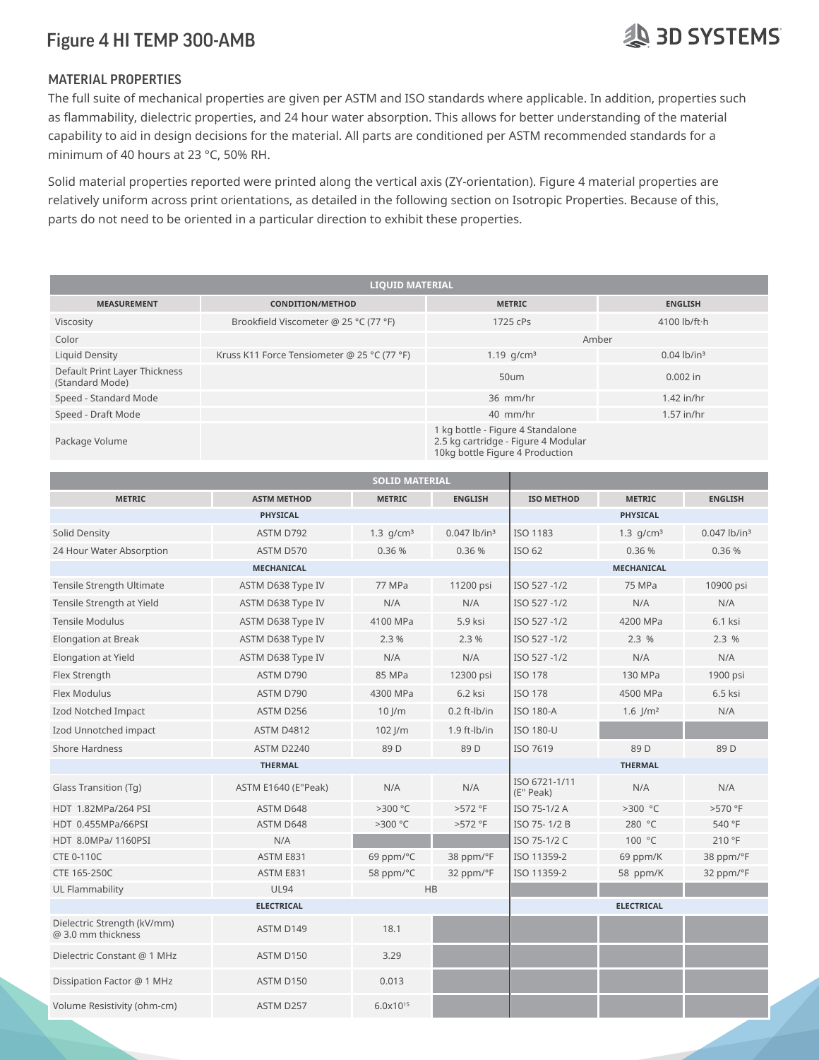# Figure 4 HI TEMP 300-AMB

## MATERIAL PROPERTIES

The full suite of mechanical properties are given per ASTM and ISO standards where applicable. In addition, properties such as flammability, dielectric properties, and 24 hour water absorption. This allows for better understanding of the material capability to aid in design decisions for the material. All parts are conditioned per ASTM recommended standards for a minimum of 40 hours at 23 °C, 50% RH.

Solid material properties reported were printed along the vertical axis (ZY-orientation). Figure 4 material properties are relatively uniform across print orientations, as detailed in the following section on Isotropic Properties. Because of this, parts do not need to be oriented in a particular direction to exhibit these properties.

| LIQUID MATERIAL | | | |
|---|---|---|---|
| MEASUREMENT | CONDITION/METHOD | METRIC | ENGLISH |
| Viscosity | Brookfield Viscometer @ 25 °C (77 °F) | 1725 cPs | 4100 lb/ft·h |
| Color | | Amber | |
| Liquid Density | Kruss K11 Force Tensiometer @ 25 °C (77 °F) | 1.19 g/cm³ | 0.04 lb/in³ |
| Default Print Layer Thickness (Standard Mode) | | 50um | 0.002 in |
| Speed - Standard Mode | | 36 mm/hr | 1.42 in/hr |
| Speed - Draft Mode | | 40 mm/hr | 1.57 in/hr |
| Package Volume | | 1 kg bottle - Figure 4 Standalone<br>2.5 kg cartridge - Figure 4 Modular<br>10kg bottle Figure 4 Production | |

| SOLID MATERIAL | | | | | | |
|---|---|---|---|---|---|---|
| METRIC | ASTM METHOD | METRIC | ENGLISH | ISO METHOD | METRIC | ENGLISH |
| **PHYSICAL** | | | | **PHYSICAL** | | |
| Solid Density | ASTM D792 | 1.3 g/cm³ | 0.047 lb/in³ | ISO 1183 | 1.3 g/cm³ | 0.047 lb/in³ |
| 24 Hour Water Absorption | ASTM D570 | 0.36 % | 0.36 % | ISO 62 | 0.36 % | 0.36 % |
| **MECHANICAL** | | | | **MECHANICAL** | | |
| Tensile Strength Ultimate | ASTM D638 Type IV | 77 MPa | 11200 psi | ISO 527 -1/2 | 75 MPa | 10900 psi |
| Tensile Strength at Yield | ASTM D638 Type IV | N/A | N/A | ISO 527 -1/2 | N/A | N/A |
| Tensile Modulus | ASTM D638 Type IV | 4100 MPa | 5.9 ksi | ISO 527 -1/2 | 4200 MPa | 6.1 ksi |
| Elongation at Break | ASTM D638 Type IV | 2.3 % | 2.3 % | ISO 527 -1/2 | 2.3 % | 2.3 % |
| Elongation at Yield | ASTM D638 Type IV | N/A | N/A | ISO 527 -1/2 | N/A | N/A |
| Flex Strength | ASTM D790 | 85 MPa | 12300 psi | ISO 178 | 130 MPa | 1900 psi |
| Flex Modulus | ASTM D790 | 4300 MPa | 6.2 ksi | ISO 178 | 4500 MPa | 6.5 ksi |
| Izod Notched Impact | ASTM D256 | 10 J/m | 0.2 ft-lb/in | ISO 180-A | 1.6 J/m² | N/A |
| Izod Unnotched impact | ASTM D4812 | 102 J/m | 1.9 ft-lb/in | ISO 180-U | | |
| Shore Hardness | ASTM D2240 | 89 D | 89 D | ISO 7619 | 89 D | 89 D |
| **THERMAL** | | | | **THERMAL** | | |
| Glass Transition (Tg) | ASTM E1640 (E"Peak) | N/A | N/A | ISO 6721-1/11 (E" Peak) | N/A | N/A |
| HDT 1.82MPa/264 PSI | ASTM D648 | >300 °C | >572 °F | ISO 75-1/2 A | >300 °C | >570 °F |
| HDT 0.455MPa/66PSI | ASTM D648 | >300 °C | >572 °F | ISO 75- 1/2 B | 280 °C | 540 °F |
| HDT 8.0MPa/ 1160PSI | N/A | | | ISO 75-1/2 C | 100 °C | 210 °F |
| CTE 0-110C | ASTM E831 | 69 ppm/°C | 38 ppm/°F | ISO 11359-2 | 69 ppm/K | 38 ppm/°F |
| CTE 165-250C | ASTM E831 | 58 ppm/°C | 32 ppm/°F | ISO 11359-2 | 58 ppm/K | 32 ppm/°F |
| UL Flammability | UL94 | HB | | | | |
| **ELECTRICAL** | | | | **ELECTRICAL** | | |
| Dielectric Strength (kV/mm) @ 3.0 mm thickness | ASTM D149 | 18.1 | | | | |
| Dielectric Constant @ 1 MHz | ASTM D150 | 3.29 | | | | |
| Dissipation Factor @ 1 MHz | ASTM D150 | 0.013 | | | | |
| Volume Resistivity (ohm-cm) | ASTM D257 | $6.0 \times 10^{15}$ | | | | |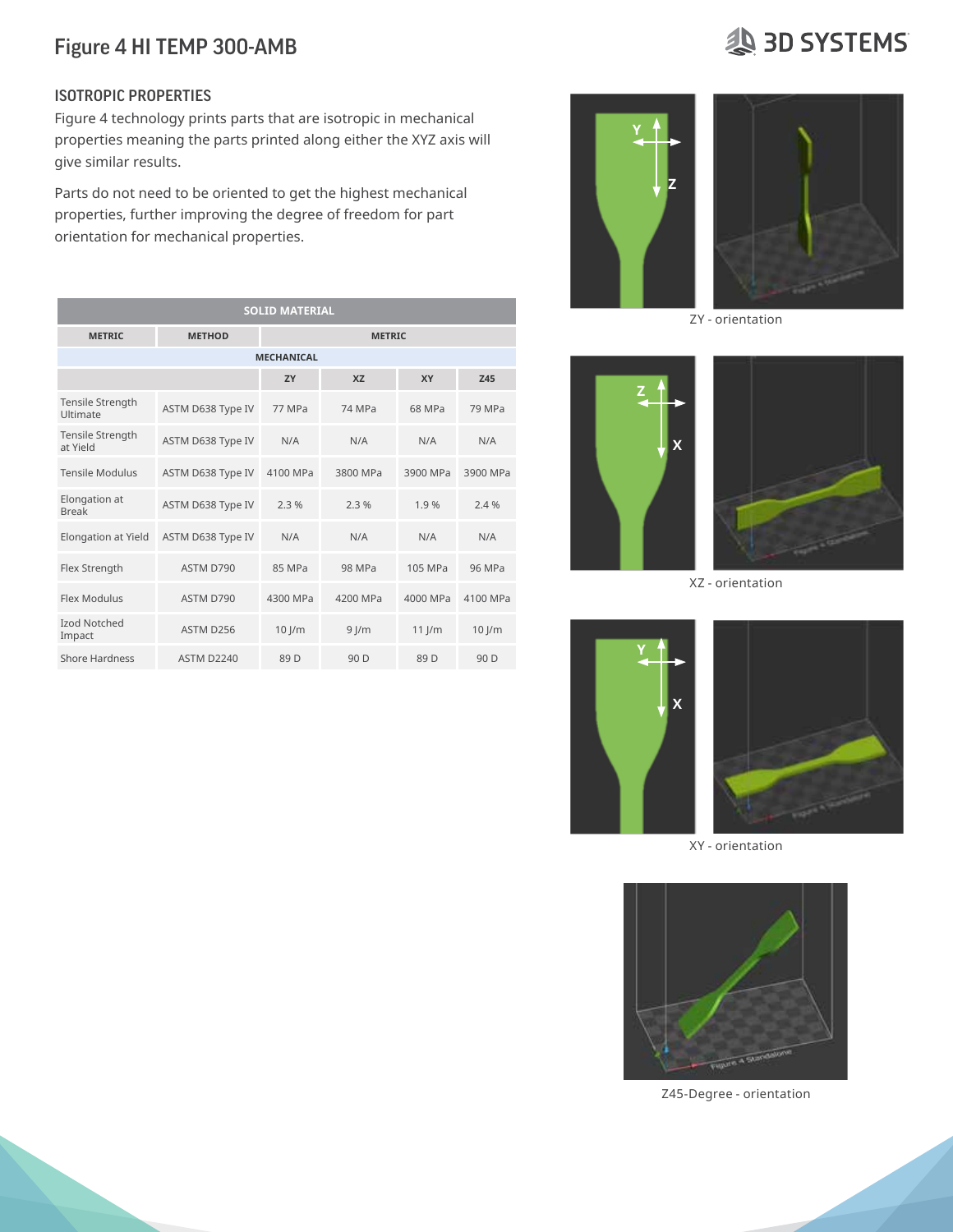# Figure 4 HI TEMP 300-AMB

## ISOTROPIC PROPERTIES

Figure 4 technology prints parts that are isotropic in mechanical properties meaning the parts printed along either the XYZ axis will give similar results.

Parts do not need to be oriented to get the highest mechanical properties, further improving the degree of freedom for part orientation for mechanical properties.

| SOLID MATERIAL | | | | | |
|---|---|---|---|---|---|
| METRIC | METHOD | METRIC | | | |
| MECHANICAL | | | | | |
| | | ZY | XZ | XY | Z45 |
| Tensile Strength Ultimate | ASTM D638 Type IV | 77 MPa | 74 MPa | 68 MPa | 79 MPa |
| Tensile Strength at Yield | ASTM D638 Type IV | N/A | N/A | N/A | N/A |
| Tensile Modulus | ASTM D638 Type IV | 4100 MPa | 3800 MPa | 3900 MPa | 3900 MPa |
| Elongation at Break | ASTM D638 Type IV | 2.3 % | 2.3 % | 1.9 % | 2.4 % |
| Elongation at Yield | ASTM D638 Type IV | N/A | N/A | N/A | N/A |
| Flex Strength | ASTM D790 | 85 MPa | 98 MPa | 105 MPa | 96 MPa |
| Flex Modulus | ASTM D790 | 4300 MPa | 4200 MPa | 4000 MPa | 4100 MPa |
| Izod Notched Impact | ASTM D256 | 10 J/m | 9 J/m | 11 J/m | 10 J/m |
| Shore Hardness | ASTM D2240 | 89 D | 90 D | 89 D | 90 D |

ZY - orientation

XZ - orientation

XY - orientation

Z45-Degree - orientation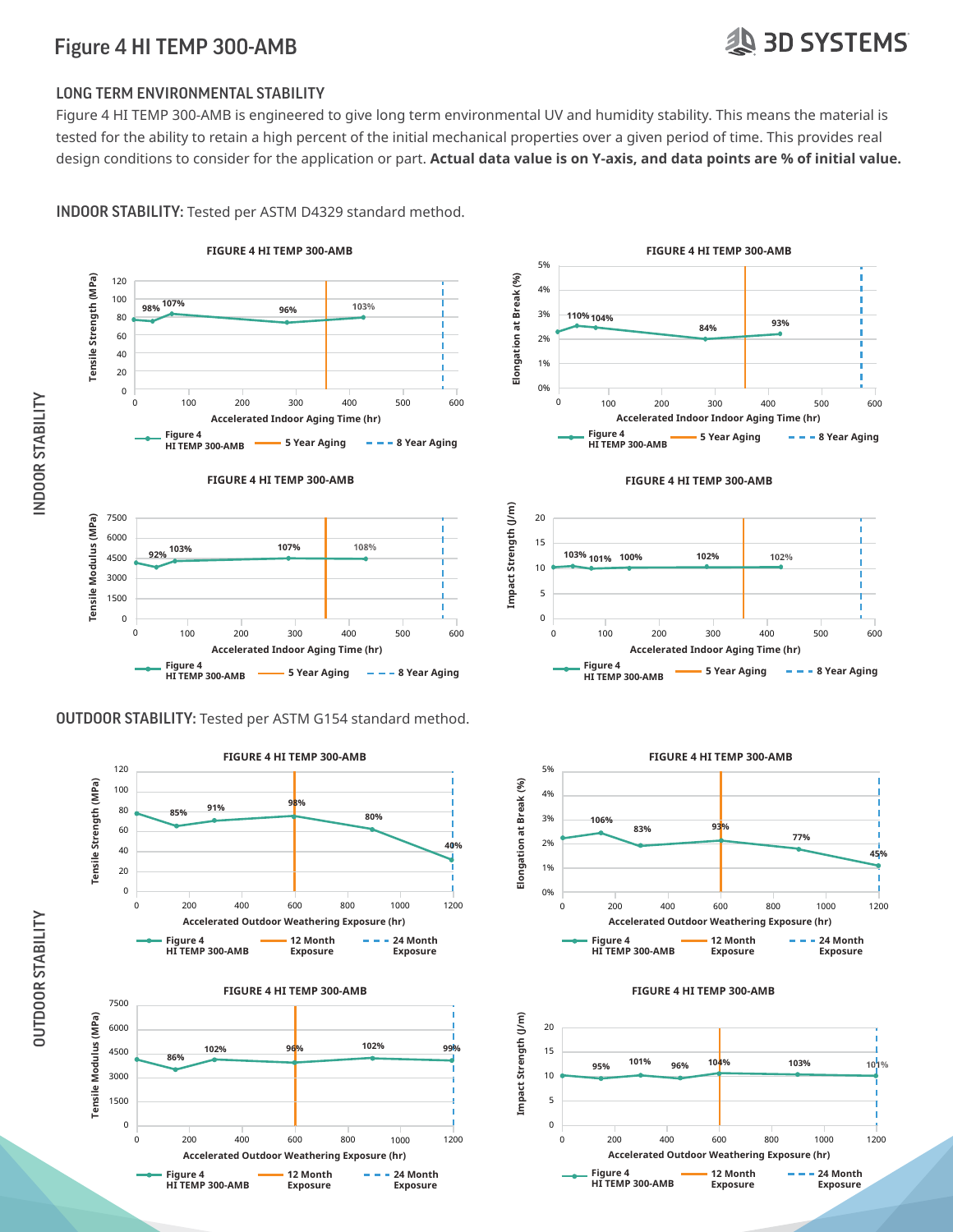# Figure 4 HI TEMP 300-AMB

## LONG TERM ENVIRONMENTAL STABILITY

Figure 4 HI TEMP 300-AMB is engineered to give long term environmental UV and humidity stability. This means the material is tested for the ability to retain a high percent of the initial mechanical properties over a given period of time. This provides real design conditions to consider for the application or part. **Actual data value is on Y-axis, and data points are % of initial value.**

## INDOOR STABILITY

**INDOOR STABILITY:** Tested per ASTM D4329 standard method.

**FIGURE 4 HI TEMP 300-AMB** — Tensile Strength (MPa) vs. Accelerated Indoor Aging Time (hr)

Data points (% of initial value): 98%, 107%, 96%, 103%

Legend: Figure 4 HI TEMP 300-AMB; 5 Year Aging; 8 Year Aging

**FIGURE 4 HI TEMP 300-AMB** — Elongation at Break (%) vs. Accelerated Indoor Aging Time (hr)

Data points (% of initial value): 110%, 104%, 84%, 93%

Legend: Figure 4 HI TEMP 300-AMB; 5 Year Aging; 8 Year Aging

**FIGURE 4 HI TEMP 300-AMB** — Tensile Modulus (MPa) vs. Accelerated Indoor Aging Time (hr)

Data points (% of initial value): 92%, 103%, 107%, 108%

Legend: Figure 4 HI TEMP 300-AMB; 5 Year Aging; 8 Year Aging

**FIGURE 4 HI TEMP 300-AMB** — Impact Strength (J/m) vs. Accelerated Indoor Aging Time (hr)

Data points (% of initial value): 103%, 101%, 100%, 102%, 102%

Legend: Figure 4 HI TEMP 300-AMB; 5 Year Aging; 8 Year Aging

## OUTDOOR STABILITY

**OUTDOOR STABILITY:** Tested per ASTM G154 standard method.

**FIGURE 4 HI TEMP 300-AMB** — Tensile Strength (MPa) vs. Accelerated Outdoor Weathering Exposure (hr)

Data points (% of initial value): 85%, 91%, 98%, 80%, 40%

Legend: Figure 4 HI TEMP 300-AMB; 12 Month Exposure; 24 Month Exposure

**FIGURE 4 HI TEMP 300-AMB** — Elongation at Break (%) vs. Accelerated Outdoor Weathering Exposure (hr)

Data points (% of initial value): 106%, 83%, 93%, 77%, 45%

Legend: Figure 4 HI TEMP 300-AMB; 12 Month Exposure; 24 Month Exposure

**FIGURE 4 HI TEMP 300-AMB** — Tensile Modulus (MPa) vs. Accelerated Outdoor Weathering Exposure (hr)

Data points (% of initial value): 86%, 102%, 96%, 102%, 99%

Legend: Figure 4 HI TEMP 300-AMB; 12 Month Exposure; 24 Month Exposure

**FIGURE 4 HI TEMP 300-AMB** — Impact Strength (J/m) vs. Accelerated Outdoor Weathering Exposure (hr)

Data points (% of initial value): 95%, 101%, 96%, 104%, 103%, 101%

Legend: Figure 4 HI TEMP 300-AMB; 12 Month Exposure; 24 Month Exposure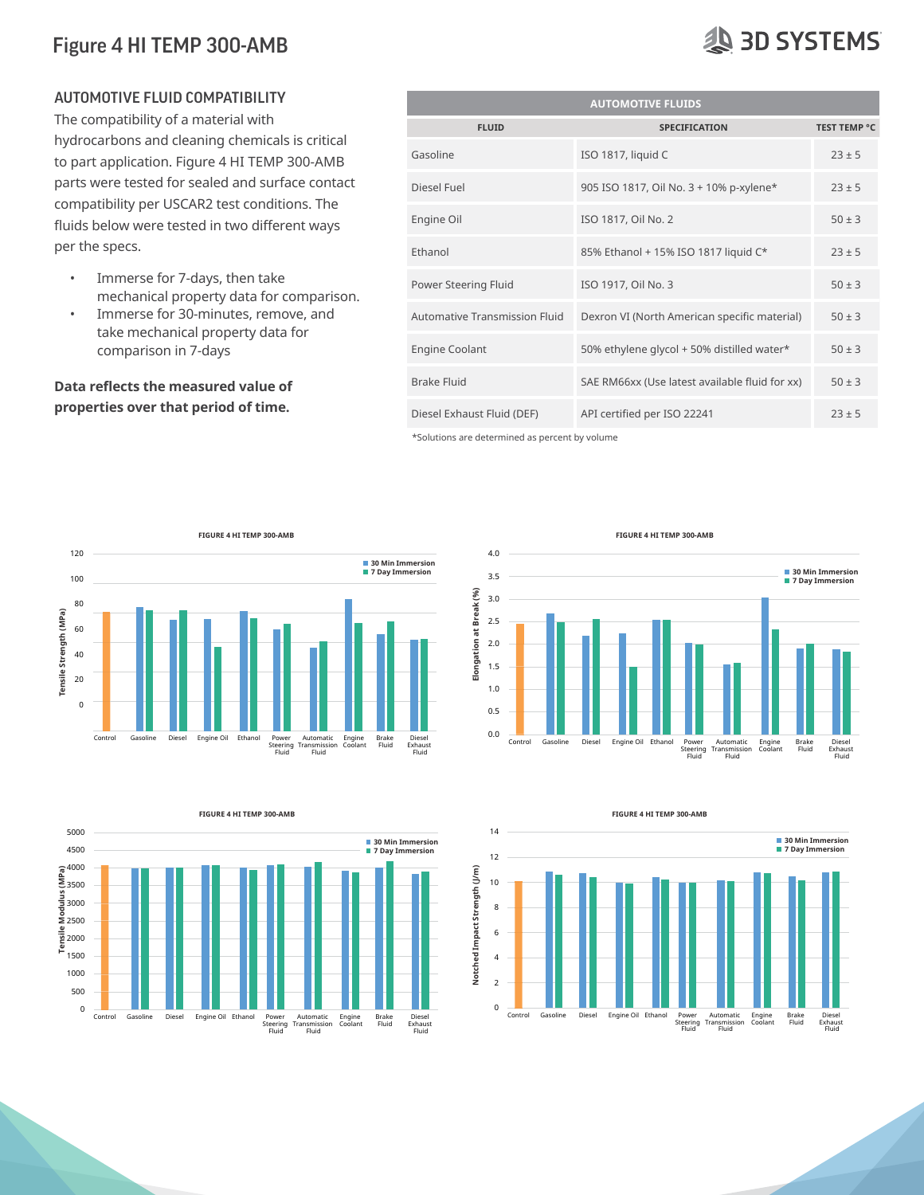# Figure 4 HI TEMP 300-AMB

## AUTOMOTIVE FLUID COMPATIBILITY

The compatibility of a material with hydrocarbons and cleaning chemicals is critical to part application. Figure 4 HI TEMP 300-AMB parts were tested for sealed and surface contact compatibility per USCAR2 test conditions. The fluids below were tested in two different ways per the specs.

- Immerse for 7-days, then take mechanical property data for comparison.
- Immerse for 30-minutes, remove, and take mechanical property data for comparison in 7-days

**Data reflects the measured value of properties over that period of time.**

| AUTOMOTIVE FLUIDS | | |
|---|---|---|
| FLUID | SPECIFICATION | TEST TEMP °C |
| Gasoline | ISO 1817, liquid C | 23 ± 5 |
| Diesel Fuel | 905 ISO 1817, Oil No. 3 + 10% p-xylene* | 23 ± 5 |
| Engine Oil | ISO 1817, Oil No. 2 | 50 ± 3 |
| Ethanol | 85% Ethanol + 15% ISO 1817 liquid C* | 23 ± 5 |
| Power Steering Fluid | ISO 1917, Oil No. 3 | 50 ± 3 |
| Automative Transmission Fluid | Dexron VI (North American specific material) | 50 ± 3 |
| Engine Coolant | 50% ethylene glycol + 50% distilled water* | 50 ± 3 |
| Brake Fluid | SAE RM66xx (Use latest available fluid for xx) | 50 ± 3 |
| Diesel Exhaust Fluid (DEF) | API certified per ISO 22241 | 23 ± 5 |

*Solutions are determined as percent by volume

FIGURE 4 HI TEMP 300-AMB — Tensile Strength (MPa): Control, Gasoline, Diesel, Engine Oil, Ethanol, Power Steering Fluid, Automatic Transmission Fluid, Engine Coolant, Brake Fluid, Diesel Exhaust Fluid (30 Min Immersion / 7 Day Immersion)

FIGURE 4 HI TEMP 300-AMB — Elongation at Break (%): Control, Gasoline, Diesel, Engine Oil, Ethanol, Power Steering Fluid, Automatic Transmission Fluid, Engine Coolant, Brake Fluid, Diesel Exhaust Fluid (30 Min Immersion / 7 Day Immersion)

FIGURE 4 HI TEMP 300-AMB — Tensile Modulus (MPa): Control, Gasoline, Diesel, Engine Oil, Ethanol, Power Steering Fluid, Automatic Transmission Fluid, Engine Coolant, Brake Fluid, Diesel Exhaust Fluid (30 Min Immersion / 7 Day Immersion)

FIGURE 4 HI TEMP 300-AMB — Notched Impact Strength (J/m): Control, Gasoline, Diesel, Engine Oil, Ethanol, Power Steering Fluid, Automatic Transmission Fluid, Engine Coolant, Brake Fluid, Diesel Exhaust Fluid (30 Min Immersion / 7 Day Immersion)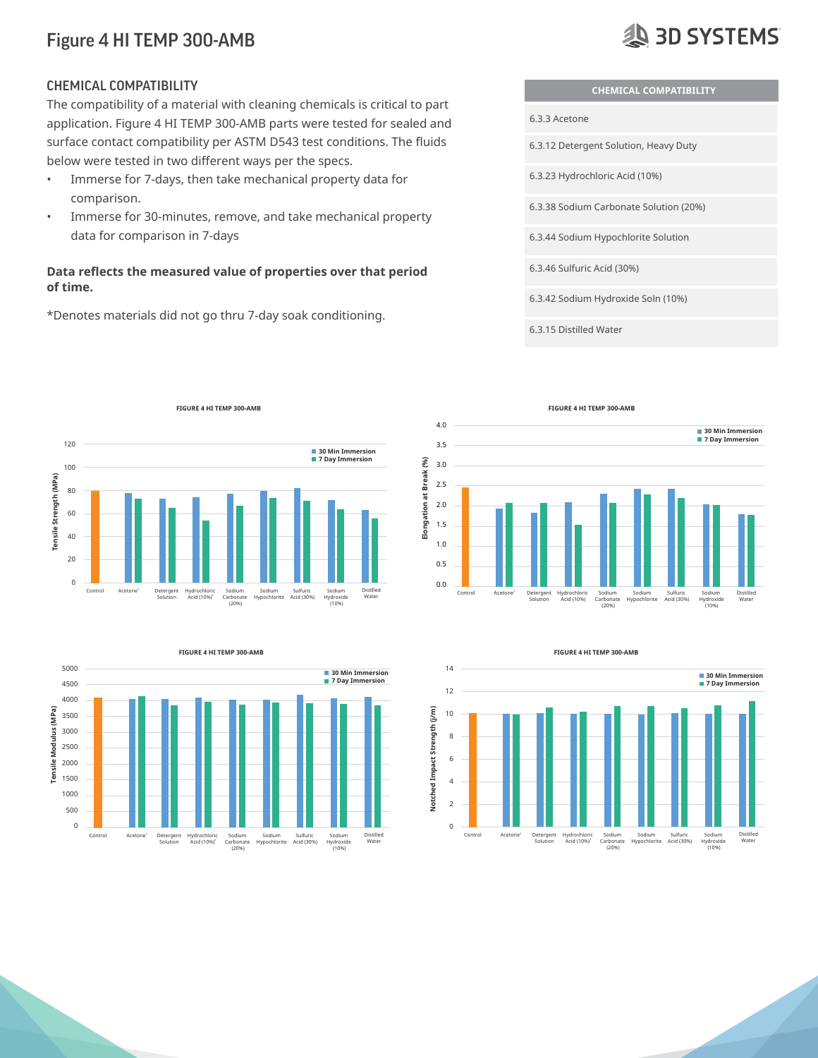# Figure 4 HI TEMP 300-AMB

## CHEMICAL COMPATIBILITY

The compatibility of a material with cleaning chemicals is critical to part application. Figure 4 HI TEMP 300-AMB parts were tested for sealed and surface contact compatibility per ASTM D543 test conditions. The fluids below were tested in two different ways per the specs.

- Immerse for 7-days, then take mechanical property data for comparison.
- Immerse for 30-minutes, remove, and take mechanical property data for comparison in 7-days

**Data reflects the measured value of properties over that period of time.**

*Denotes materials did not go thru 7-day soak conditioning.

| CHEMICAL COMPATIBILITY |
|---|
| 6.3.3 Acetone |
| 6.3.12 Detergent Solution, Heavy Duty |
| 6.3.23 Hydrochloric Acid (10%) |
| 6.3.38 Sodium Carbonate Solution (20%) |
| 6.3.44 Sodium Hypochlorite Solution |
| 6.3.46 Sulfuric Acid (30%) |
| 6.3.42 Sodium Hydroxide Soln (10%) |
| 6.3.15 Distilled Water |

FIGURE 4 HI TEMP 300-AMB

FIGURE 4 HI TEMP 300-AMB

FIGURE 4 HI TEMP 300-AMB

FIGURE 4 HI TEMP 300-AMB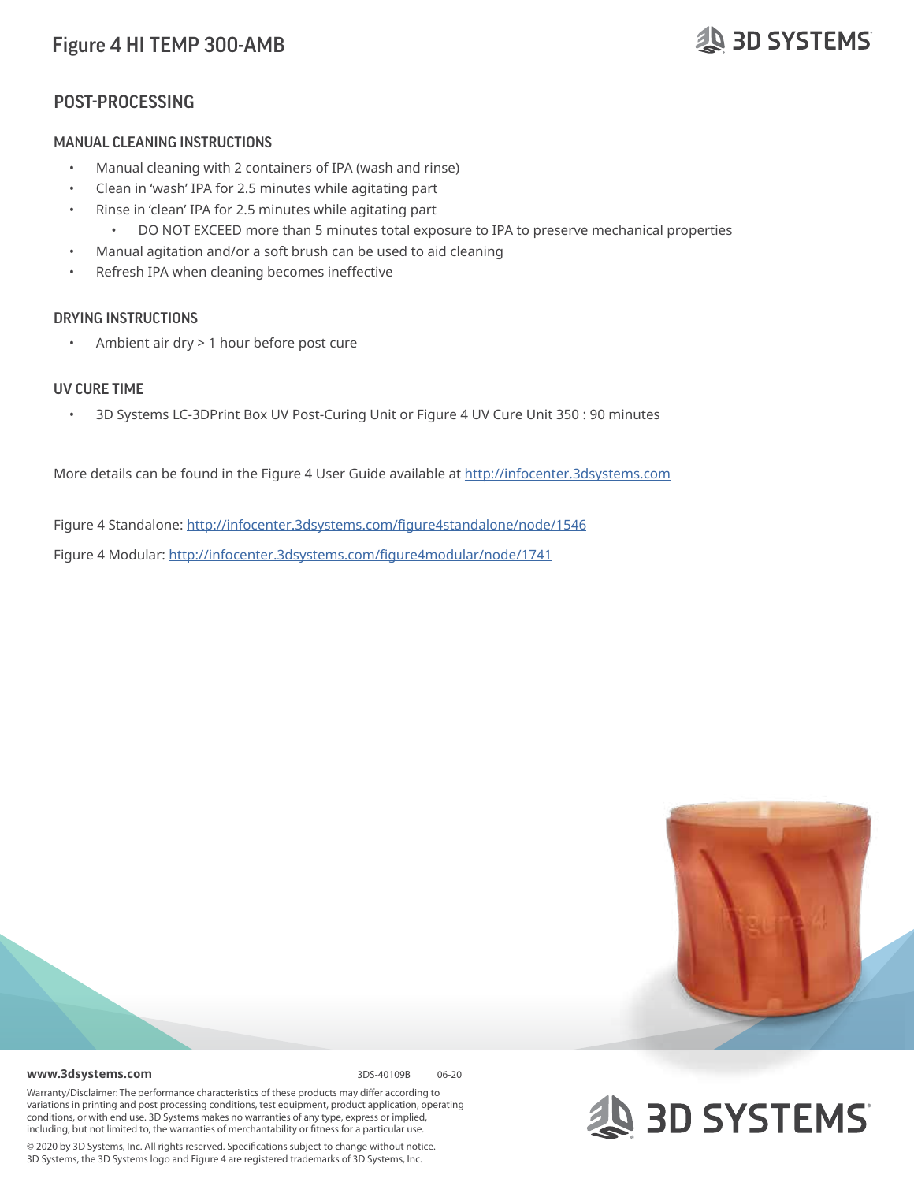## POST-PROCESSING

### MANUAL CLEANING INSTRUCTIONS

- Manual cleaning with 2 containers of IPA (wash and rinse)
- Clean in 'wash' IPA for 2.5 minutes while agitating part
- Rinse in 'clean' IPA for 2.5 minutes while agitating part
  - DO NOT EXCEED more than 5 minutes total exposure to IPA to preserve mechanical properties
- Manual agitation and/or a soft brush can be used to aid cleaning
- Refresh IPA when cleaning becomes ineffective

### DRYING INSTRUCTIONS

- Ambient air dry > 1 hour before post cure

### UV CURE TIME

- 3D Systems LC-3DPrint Box UV Post-Curing Unit or Figure 4 UV Cure Unit 350 : 90 minutes

More details can be found in the Figure 4 User Guide available at http://infocenter.3dsystems.com

Figure 4 Standalone: http://infocenter.3dsystems.com/figure4standalone/node/1546

Figure 4 Modular: http://infocenter.3dsystems.com/figure4modular/node/1741

**www.3dsystems.com** 3DS-40109B 06-20

Warranty/Disclaimer: The performance characteristics of these products may differ according to variations in printing and post processing conditions, test equipment, product application, operating conditions, or with end use. 3D Systems makes no warranties of any type, express or implied, including, but not limited to, the warranties of merchantability or fitness for a particular use.

© 2020 by 3D Systems, Inc. All rights reserved. Specifications subject to change without notice. 3D Systems, the 3D Systems logo and Figure 4 are registered trademarks of 3D Systems, Inc.